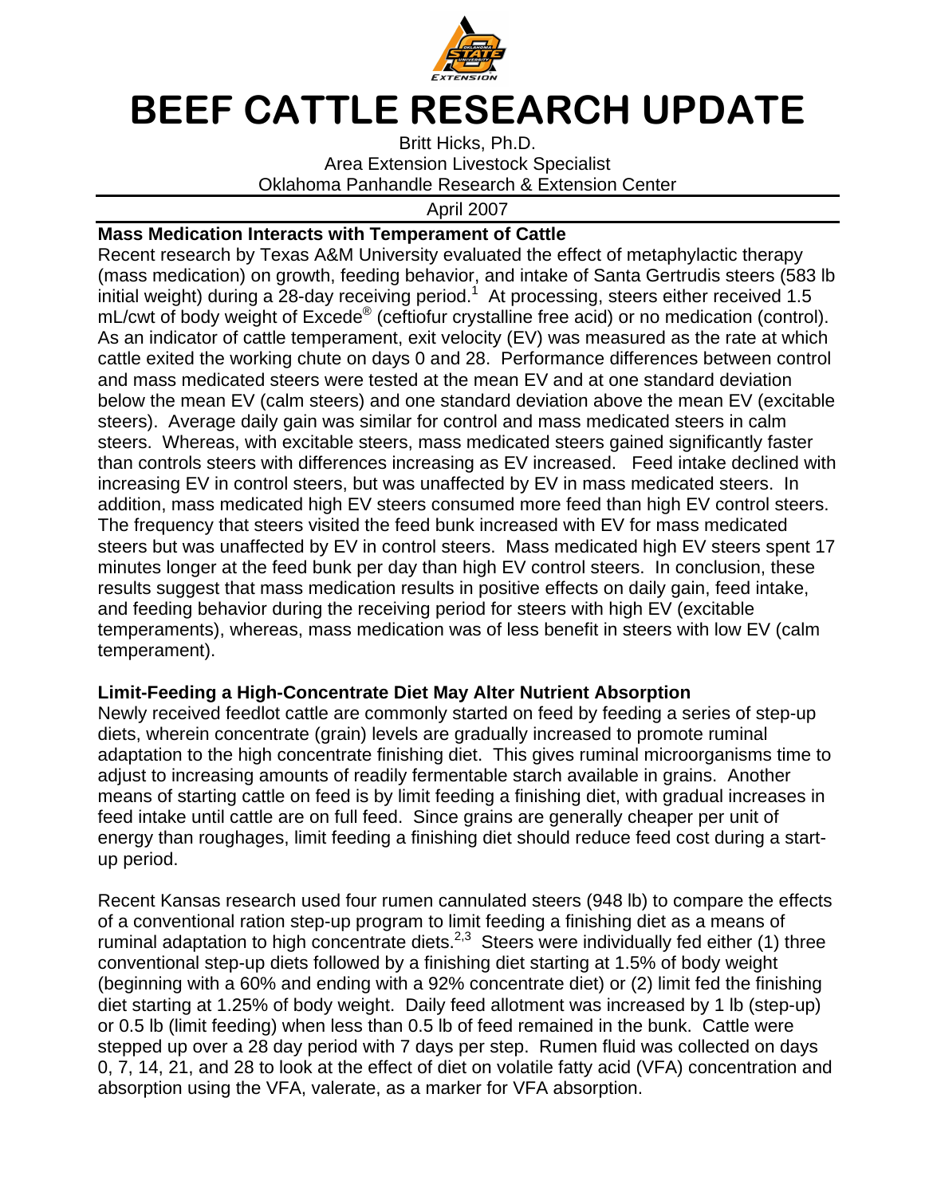# BEEF CATTLE RESEARCH UPDATE

Britt Hicks, Ph.D.
Area Extension Livestock Specialist
Oklahoma Panhandle Research & Extension Center

April 2007

**Mass Medication Interacts with Temperament of Cattle**

Recent research by Texas A&M University evaluated the effect of metaphylactic therapy (mass medication) on growth, feeding behavior, and intake of Santa Gertrudis steers (583 lb initial weight) during a 28-day receiving period.[1] At processing, steers either received 1.5 mL/cwt of body weight of Excede® (ceftiofur crystalline free acid) or no medication (control). As an indicator of cattle temperament, exit velocity (EV) was measured as the rate at which cattle exited the working chute on days 0 and 28. Performance differences between control and mass medicated steers were tested at the mean EV and at one standard deviation below the mean EV (calm steers) and one standard deviation above the mean EV (excitable steers). Average daily gain was similar for control and mass medicated steers in calm steers. Whereas, with excitable steers, mass medicated steers gained significantly faster than controls steers with differences increasing as EV increased. Feed intake declined with increasing EV in control steers, but was unaffected by EV in mass medicated steers. In addition, mass medicated high EV steers consumed more feed than high EV control steers. The frequency that steers visited the feed bunk increased with EV for mass medicated steers but was unaffected by EV in control steers. Mass medicated high EV steers spent 17 minutes longer at the feed bunk per day than high EV control steers. In conclusion, these results suggest that mass medication results in positive effects on daily gain, feed intake, and feeding behavior during the receiving period for steers with high EV (excitable temperaments), whereas, mass medication was of less benefit in steers with low EV (calm temperament).

**Limit-Feeding a High-Concentrate Diet May Alter Nutrient Absorption**

Newly received feedlot cattle are commonly started on feed by feeding a series of step-up diets, wherein concentrate (grain) levels are gradually increased to promote ruminal adaptation to the high concentrate finishing diet. This gives ruminal microorganisms time to adjust to increasing amounts of readily fermentable starch available in grains. Another means of starting cattle on feed is by limit feeding a finishing diet, with gradual increases in feed intake until cattle are on full feed. Since grains are generally cheaper per unit of energy than roughages, limit feeding a finishing diet should reduce feed cost during a start-up period.

Recent Kansas research used four rumen cannulated steers (948 lb) to compare the effects of a conventional ration step-up program to limit feeding a finishing diet as a means of ruminal adaptation to high concentrate diets.[2,3] Steers were individually fed either (1) three conventional step-up diets followed by a finishing diet starting at 1.5% of body weight (beginning with a 60% and ending with a 92% concentrate diet) or (2) limit fed the finishing diet starting at 1.25% of body weight. Daily feed allotment was increased by 1 lb (step-up) or 0.5 lb (limit feeding) when less than 0.5 lb of feed remained in the bunk. Cattle were stepped up over a 28 day period with 7 days per step. Rumen fluid was collected on days 0, 7, 14, 21, and 28 to look at the effect of diet on volatile fatty acid (VFA) concentration and absorption using the VFA, valerate, as a marker for VFA absorption.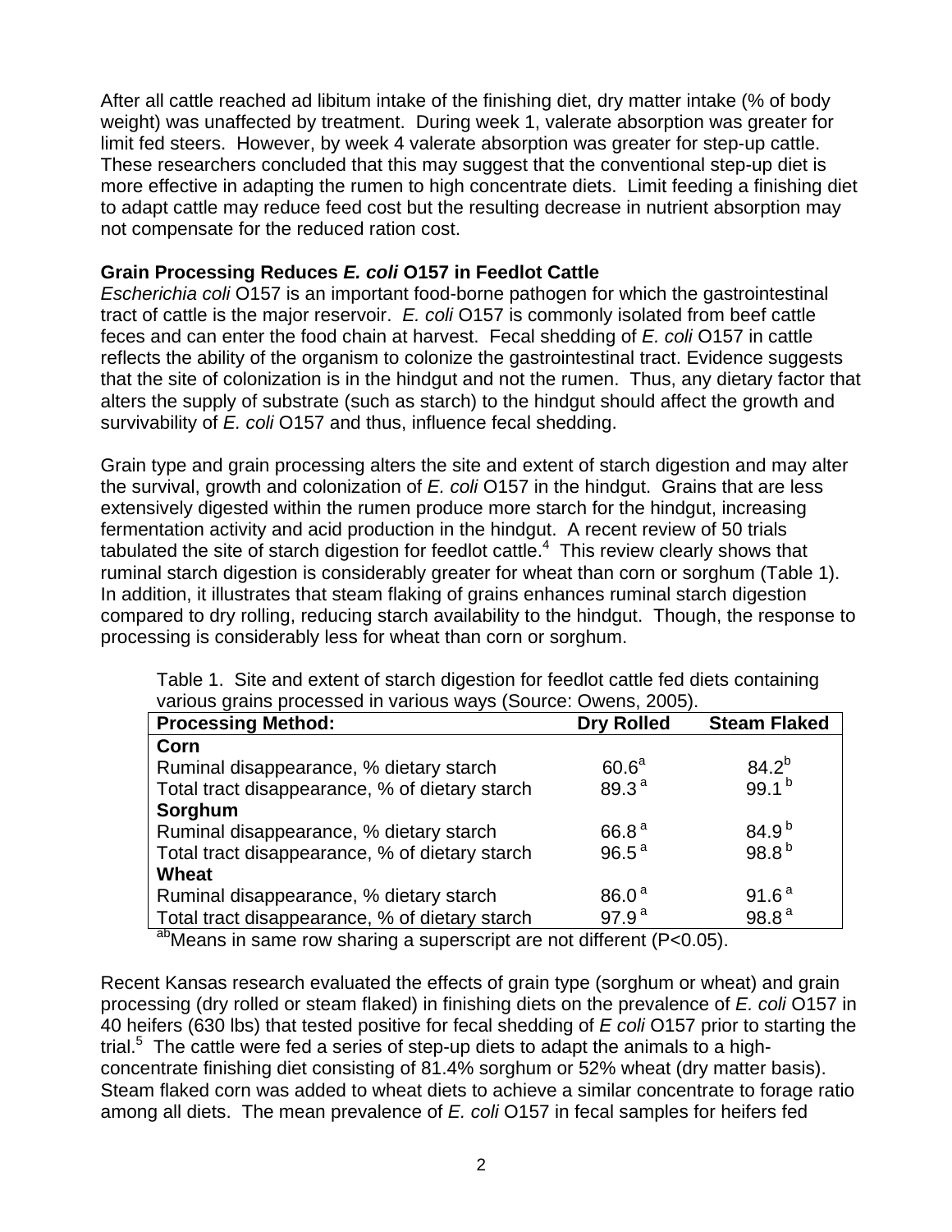After all cattle reached ad libitum intake of the finishing diet, dry matter intake (% of body weight) was unaffected by treatment. During week 1, valerate absorption was greater for limit fed steers. However, by week 4 valerate absorption was greater for step-up cattle. These researchers concluded that this may suggest that the conventional step-up diet is more effective in adapting the rumen to high concentrate diets. Limit feeding a finishing diet to adapt cattle may reduce feed cost but the resulting decrease in nutrient absorption may not compensate for the reduced ration cost.

**Grain Processing Reduces *E. coli* O157 in Feedlot Cattle**

*Escherichia coli* O157 is an important food-borne pathogen for which the gastrointestinal tract of cattle is the major reservoir. *E. coli* O157 is commonly isolated from beef cattle feces and can enter the food chain at harvest. Fecal shedding of *E. coli* O157 in cattle reflects the ability of the organism to colonize the gastrointestinal tract. Evidence suggests that the site of colonization is in the hindgut and not the rumen. Thus, any dietary factor that alters the supply of substrate (such as starch) to the hindgut should affect the growth and survivability of *E. coli* O157 and thus, influence fecal shedding.

Grain type and grain processing alters the site and extent of starch digestion and may alter the survival, growth and colonization of *E. coli* O157 in the hindgut. Grains that are less extensively digested within the rumen produce more starch for the hindgut, increasing fermentation activity and acid production in the hindgut. A recent review of 50 trials tabulated the site of starch digestion for feedlot cattle.[4] This review clearly shows that ruminal starch digestion is considerably greater for wheat than corn or sorghum (Table 1). In addition, it illustrates that steam flaking of grains enhances ruminal starch digestion compared to dry rolling, reducing starch availability to the hindgut. Though, the response to processing is considerably less for wheat than corn or sorghum.

Table 1. Site and extent of starch digestion for feedlot cattle fed diets containing various grains processed in various ways (Source: Owens, 2005).

| Processing Method: | Dry Rolled | Steam Flaked |
|---|---|---|
| **Corn** | | |
| Ruminal disappearance, % dietary starch | 60.6[a] | 84.2[b] |
| Total tract disappearance, % of dietary starch | 89.3[a] | 99.1[b] |
| **Sorghum** | | |
| Ruminal disappearance, % dietary starch | 66.8[a] | 84.9[b] |
| Total tract disappearance, % of dietary starch | 96.5[a] | 98.8[b] |
| **Wheat** | | |
| Ruminal disappearance, % dietary starch | 86.0[a] | 91.6[a] |
| Total tract disappearance, % of dietary starch | 97.9[a] | 98.8[a] |

[ab]Means in same row sharing a superscript are not different (P<0.05).

Recent Kansas research evaluated the effects of grain type (sorghum or wheat) and grain processing (dry rolled or steam flaked) in finishing diets on the prevalence of *E. coli* O157 in 40 heifers (630 lbs) that tested positive for fecal shedding of *E coli* O157 prior to starting the trial.[5] The cattle were fed a series of step-up diets to adapt the animals to a high-concentrate finishing diet consisting of 81.4% sorghum or 52% wheat (dry matter basis). Steam flaked corn was added to wheat diets to achieve a similar concentrate to forage ratio among all diets. The mean prevalence of *E. coli* O157 in fecal samples for heifers fed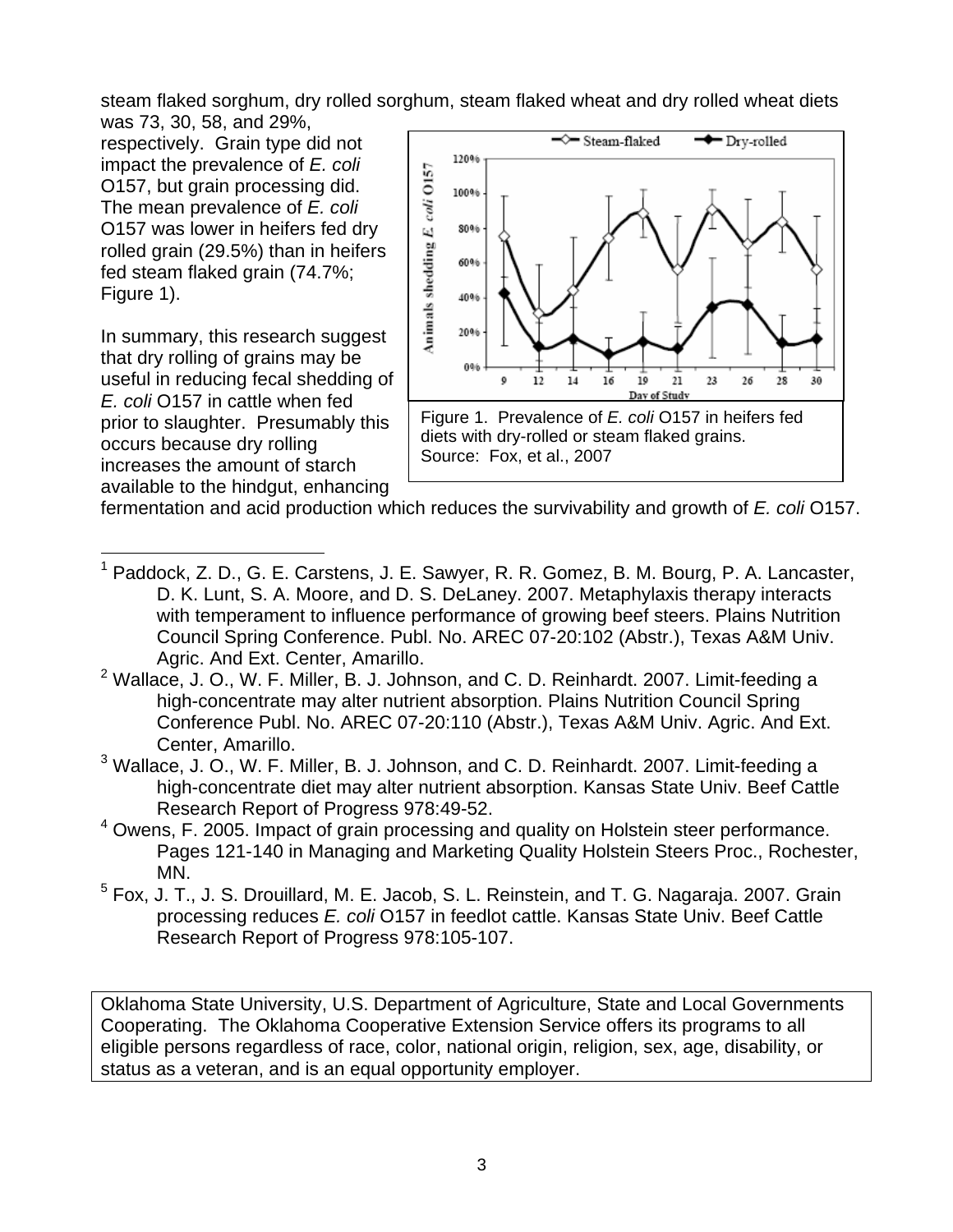steam flaked sorghum, dry rolled sorghum, steam flaked wheat and dry rolled wheat diets was 73, 30, 58, and 29%, respectively. Grain type did not impact the prevalence of *E. coli* O157, but grain processing did. The mean prevalence of *E. coli* O157 was lower in heifers fed dry rolled grain (29.5%) than in heifers fed steam flaked grain (74.7%; Figure 1).

Steam-flaked
Dry-rolled
Animals shedding *E. coli* O157
120%
100%
80%
60%
40%
20%
0%
9
12
14
16
19
21
23
26
28
30
Day of Study

Figure 1. Prevalence of *E. coli* O157 in heifers fed diets with dry-rolled or steam flaked grains. Source: Fox, et al., 2007

In summary, this research suggest that dry rolling of grains may be useful in reducing fecal shedding of *E. coli* O157 in cattle when fed prior to slaughter. Presumably this occurs because dry rolling increases the amount of starch available to the hindgut, enhancing fermentation and acid production which reduces the survivability and growth of *E. coli* O157.

---

[1] Paddock, Z. D., G. E. Carstens, J. E. Sawyer, R. R. Gomez, B. M. Bourg, P. A. Lancaster, D. K. Lunt, S. A. Moore, and D. S. DeLaney. 2007. Metaphylaxis therapy interacts with temperament to influence performance of growing beef steers. Plains Nutrition Council Spring Conference. Publ. No. AREC 07-20:102 (Abstr.), Texas A&M Univ. Agric. And Ext. Center, Amarillo.

[2] Wallace, J. O., W. F. Miller, B. J. Johnson, and C. D. Reinhardt. 2007. Limit-feeding a high-concentrate may alter nutrient absorption. Plains Nutrition Council Spring Conference Publ. No. AREC 07-20:110 (Abstr.), Texas A&M Univ. Agric. And Ext. Center, Amarillo.

[3] Wallace, J. O., W. F. Miller, B. J. Johnson, and C. D. Reinhardt. 2007. Limit-feeding a high-concentrate diet may alter nutrient absorption. Kansas State Univ. Beef Cattle Research Report of Progress 978:49-52.

[4] Owens, F. 2005. Impact of grain processing and quality on Holstein steer performance. Pages 121-140 in Managing and Marketing Quality Holstein Steers Proc., Rochester, MN.

[5] Fox, J. T., J. S. Drouillard, M. E. Jacob, S. L. Reinstein, and T. G. Nagaraja. 2007. Grain processing reduces *E. coli* O157 in feedlot cattle. Kansas State Univ. Beef Cattle Research Report of Progress 978:105-107.

Oklahoma State University, U.S. Department of Agriculture, State and Local Governments Cooperating. The Oklahoma Cooperative Extension Service offers its programs to all eligible persons regardless of race, color, national origin, religion, sex, age, disability, or status as a veteran, and is an equal opportunity employer.